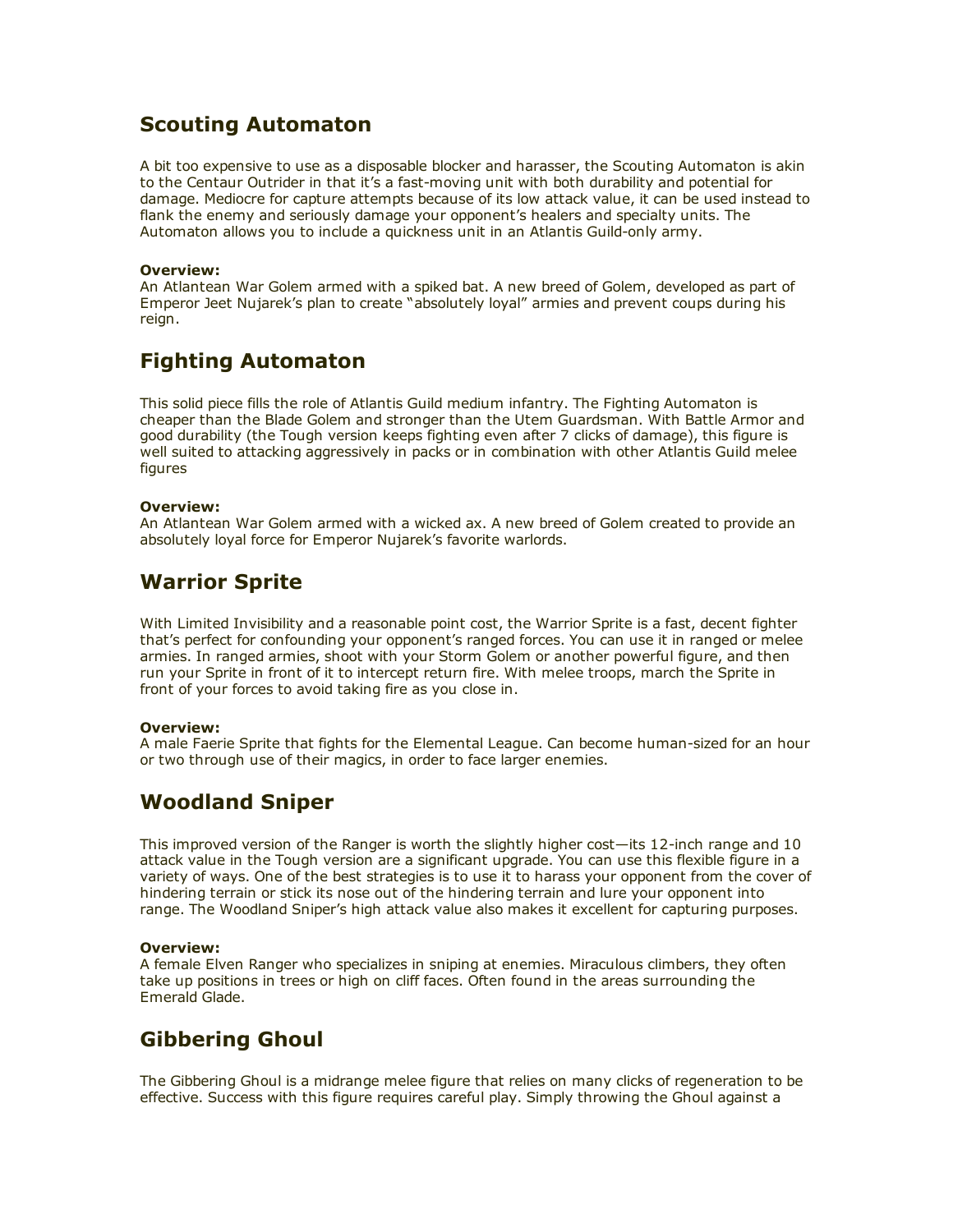## Scouting Automaton

A bit too expensive to use as a disposable blocker and harasser, the Scouting Automaton is akin to the Centaur Outrider in that it's a fast-moving unit with both durability and potential for damage. Mediocre for capture attempts because of its low attack value, it can be used instead to flank the enemy and seriously damage your opponent's healers and specialty units. The Automaton allows you to include a quickness unit in an Atlantis Guild-only army.

**Overview:**
An Atlantean War Golem armed with a spiked bat. A new breed of Golem, developed as part of Emperor Jeet Nujarek's plan to create "absolutely loyal" armies and prevent coups during his reign.

## Fighting Automaton

This solid piece fills the role of Atlantis Guild medium infantry. The Fighting Automaton is cheaper than the Blade Golem and stronger than the Utem Guardsman. With Battle Armor and good durability (the Tough version keeps fighting even after 7 clicks of damage), this figure is well suited to attacking aggressively in packs or in combination with other Atlantis Guild melee figures

**Overview:**
An Atlantean War Golem armed with a wicked ax. A new breed of Golem created to provide an absolutely loyal force for Emperor Nujarek's favorite warlords.

## Warrior Sprite

With Limited Invisibility and a reasonable point cost, the Warrior Sprite is a fast, decent fighter that's perfect for confounding your opponent's ranged forces. You can use it in ranged or melee armies. In ranged armies, shoot with your Storm Golem or another powerful figure, and then run your Sprite in front of it to intercept return fire. With melee troops, march the Sprite in front of your forces to avoid taking fire as you close in.

**Overview:**
A male Faerie Sprite that fights for the Elemental League. Can become human-sized for an hour or two through use of their magics, in order to face larger enemies.

## Woodland Sniper

This improved version of the Ranger is worth the slightly higher cost—its 12-inch range and 10 attack value in the Tough version are a significant upgrade. You can use this flexible figure in a variety of ways. One of the best strategies is to use it to harass your opponent from the cover of hindering terrain or stick its nose out of the hindering terrain and lure your opponent into range. The Woodland Sniper's high attack value also makes it excellent for capturing purposes.

**Overview:**
A female Elven Ranger who specializes in sniping at enemies. Miraculous climbers, they often take up positions in trees or high on cliff faces. Often found in the areas surrounding the Emerald Glade.

## Gibbering Ghoul

The Gibbering Ghoul is a midrange melee figure that relies on many clicks of regeneration to be effective. Success with this figure requires careful play. Simply throwing the Ghoul against a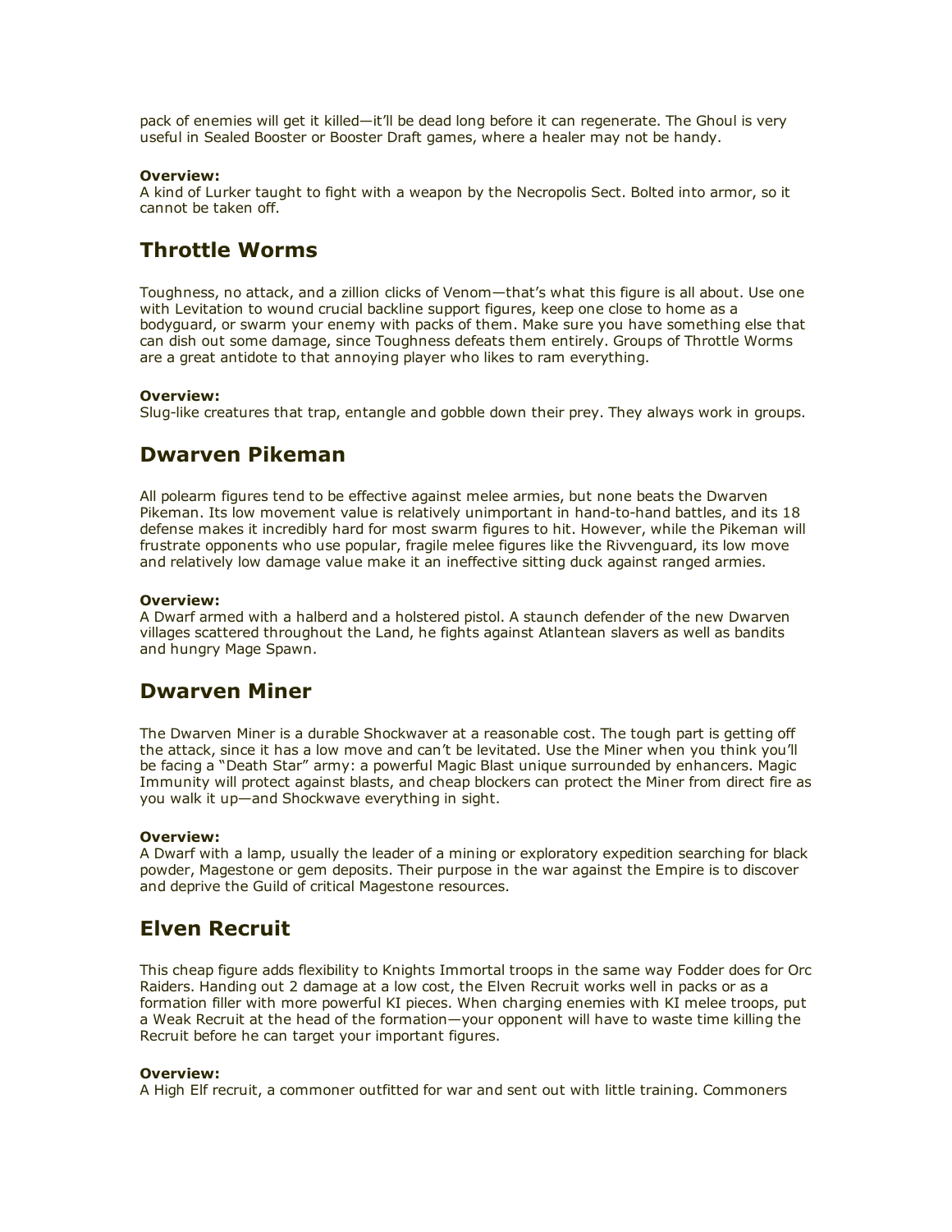pack of enemies will get it killed—it'll be dead long before it can regenerate. The Ghoul is very useful in Sealed Booster or Booster Draft games, where a healer may not be handy.

**Overview:**
A kind of Lurker taught to fight with a weapon by the Necropolis Sect. Bolted into armor, so it cannot be taken off.

## Throttle Worms

Toughness, no attack, and a zillion clicks of Venom—that's what this figure is all about. Use one with Levitation to wound crucial backline support figures, keep one close to home as a bodyguard, or swarm your enemy with packs of them. Make sure you have something else that can dish out some damage, since Toughness defeats them entirely. Groups of Throttle Worms are a great antidote to that annoying player who likes to ram everything.

**Overview:**
Slug-like creatures that trap, entangle and gobble down their prey. They always work in groups.

## Dwarven Pikeman

All polearm figures tend to be effective against melee armies, but none beats the Dwarven Pikeman. Its low movement value is relatively unimportant in hand-to-hand battles, and its 18 defense makes it incredibly hard for most swarm figures to hit. However, while the Pikeman will frustrate opponents who use popular, fragile melee figures like the Rivvenguard, its low move and relatively low damage value make it an ineffective sitting duck against ranged armies.

**Overview:**
A Dwarf armed with a halberd and a holstered pistol. A staunch defender of the new Dwarven villages scattered throughout the Land, he fights against Atlantean slavers as well as bandits and hungry Mage Spawn.

## Dwarven Miner

The Dwarven Miner is a durable Shockwaver at a reasonable cost. The tough part is getting off the attack, since it has a low move and can't be levitated. Use the Miner when you think you'll be facing a "Death Star" army: a powerful Magic Blast unique surrounded by enhancers. Magic Immunity will protect against blasts, and cheap blockers can protect the Miner from direct fire as you walk it up—and Shockwave everything in sight.

**Overview:**
A Dwarf with a lamp, usually the leader of a mining or exploratory expedition searching for black powder, Magestone or gem deposits. Their purpose in the war against the Empire is to discover and deprive the Guild of critical Magestone resources.

## Elven Recruit

This cheap figure adds flexibility to Knights Immortal troops in the same way Fodder does for Orc Raiders. Handing out 2 damage at a low cost, the Elven Recruit works well in packs or as a formation filler with more powerful KI pieces. When charging enemies with KI melee troops, put a Weak Recruit at the head of the formation—your opponent will have to waste time killing the Recruit before he can target your important figures.

**Overview:**
A High Elf recruit, a commoner outfitted for war and sent out with little training. Commoners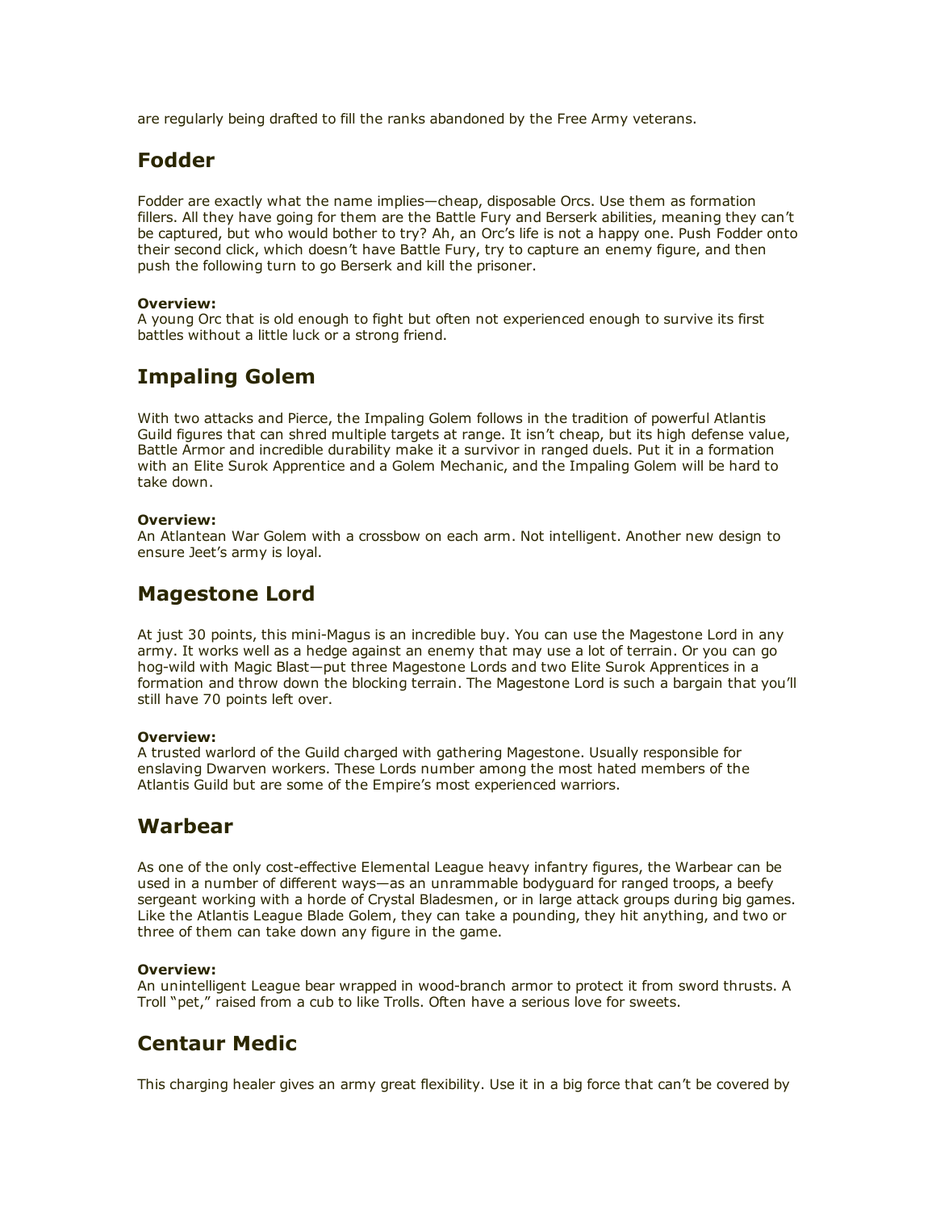are regularly being drafted to fill the ranks abandoned by the Free Army veterans.

## Fodder

Fodder are exactly what the name implies—cheap, disposable Orcs. Use them as formation fillers. All they have going for them are the Battle Fury and Berserk abilities, meaning they can't be captured, but who would bother to try? Ah, an Orc's life is not a happy one. Push Fodder onto their second click, which doesn't have Battle Fury, try to capture an enemy figure, and then push the following turn to go Berserk and kill the prisoner.

**Overview:**
A young Orc that is old enough to fight but often not experienced enough to survive its first battles without a little luck or a strong friend.

## Impaling Golem

With two attacks and Pierce, the Impaling Golem follows in the tradition of powerful Atlantis Guild figures that can shred multiple targets at range. It isn't cheap, but its high defense value, Battle Armor and incredible durability make it a survivor in ranged duels. Put it in a formation with an Elite Surok Apprentice and a Golem Mechanic, and the Impaling Golem will be hard to take down.

**Overview:**
An Atlantean War Golem with a crossbow on each arm. Not intelligent. Another new design to ensure Jeet's army is loyal.

## Magestone Lord

At just 30 points, this mini-Magus is an incredible buy. You can use the Magestone Lord in any army. It works well as a hedge against an enemy that may use a lot of terrain. Or you can go hog-wild with Magic Blast—put three Magestone Lords and two Elite Surok Apprentices in a formation and throw down the blocking terrain. The Magestone Lord is such a bargain that you'll still have 70 points left over.

**Overview:**
A trusted warlord of the Guild charged with gathering Magestone. Usually responsible for enslaving Dwarven workers. These Lords number among the most hated members of the Atlantis Guild but are some of the Empire's most experienced warriors.

## Warbear

As one of the only cost-effective Elemental League heavy infantry figures, the Warbear can be used in a number of different ways—as an unrammable bodyguard for ranged troops, a beefy sergeant working with a horde of Crystal Bladesmen, or in large attack groups during big games. Like the Atlantis League Blade Golem, they can take a pounding, they hit anything, and two or three of them can take down any figure in the game.

**Overview:**
An unintelligent League bear wrapped in wood-branch armor to protect it from sword thrusts. A Troll "pet," raised from a cub to like Trolls. Often have a serious love for sweets.

## Centaur Medic

This charging healer gives an army great flexibility. Use it in a big force that can't be covered by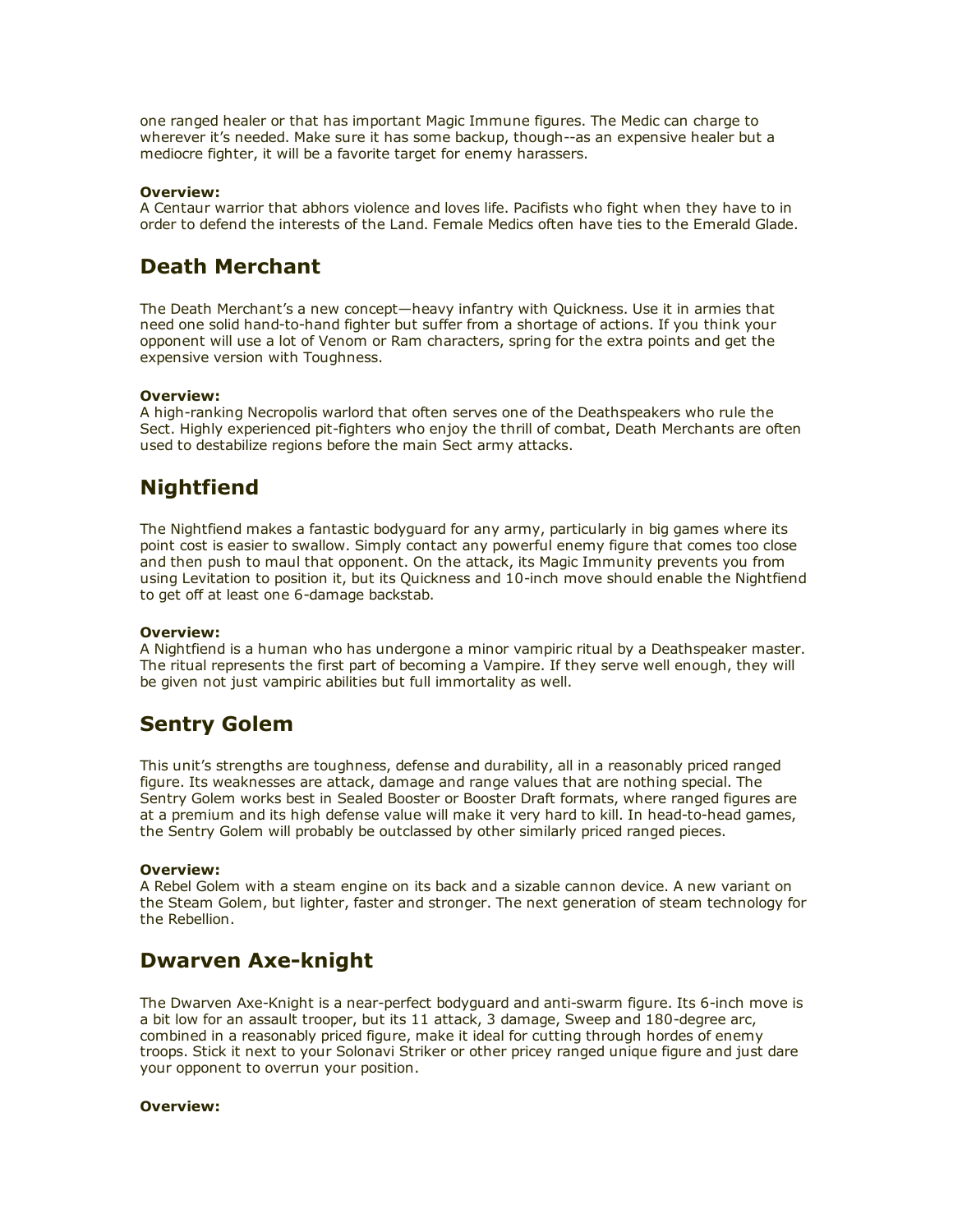one ranged healer or that has important Magic Immune figures. The Medic can charge to wherever it's needed. Make sure it has some backup, though--as an expensive healer but a mediocre fighter, it will be a favorite target for enemy harassers.

**Overview:**
A Centaur warrior that abhors violence and loves life. Pacifists who fight when they have to in order to defend the interests of the Land. Female Medics often have ties to the Emerald Glade.

## Death Merchant

The Death Merchant's a new concept—heavy infantry with Quickness. Use it in armies that need one solid hand-to-hand fighter but suffer from a shortage of actions. If you think your opponent will use a lot of Venom or Ram characters, spring for the extra points and get the expensive version with Toughness.

**Overview:**
A high-ranking Necropolis warlord that often serves one of the Deathspeakers who rule the Sect. Highly experienced pit-fighters who enjoy the thrill of combat, Death Merchants are often used to destabilize regions before the main Sect army attacks.

## Nightfiend

The Nightfiend makes a fantastic bodyguard for any army, particularly in big games where its point cost is easier to swallow. Simply contact any powerful enemy figure that comes too close and then push to maul that opponent. On the attack, its Magic Immunity prevents you from using Levitation to position it, but its Quickness and 10-inch move should enable the Nightfiend to get off at least one 6-damage backstab.

**Overview:**
A Nightfiend is a human who has undergone a minor vampiric ritual by a Deathspeaker master. The ritual represents the first part of becoming a Vampire. If they serve well enough, they will be given not just vampiric abilities but full immortality as well.

## Sentry Golem

This unit's strengths are toughness, defense and durability, all in a reasonably priced ranged figure. Its weaknesses are attack, damage and range values that are nothing special. The Sentry Golem works best in Sealed Booster or Booster Draft formats, where ranged figures are at a premium and its high defense value will make it very hard to kill. In head-to-head games, the Sentry Golem will probably be outclassed by other similarly priced ranged pieces.

**Overview:**
A Rebel Golem with a steam engine on its back and a sizable cannon device. A new variant on the Steam Golem, but lighter, faster and stronger. The next generation of steam technology for the Rebellion.

## Dwarven Axe-knight

The Dwarven Axe-Knight is a near-perfect bodyguard and anti-swarm figure. Its 6-inch move is a bit low for an assault trooper, but its 11 attack, 3 damage, Sweep and 180-degree arc, combined in a reasonably priced figure, make it ideal for cutting through hordes of enemy troops. Stick it next to your Solonavi Striker or other pricey ranged unique figure and just dare your opponent to overrun your position.

**Overview:**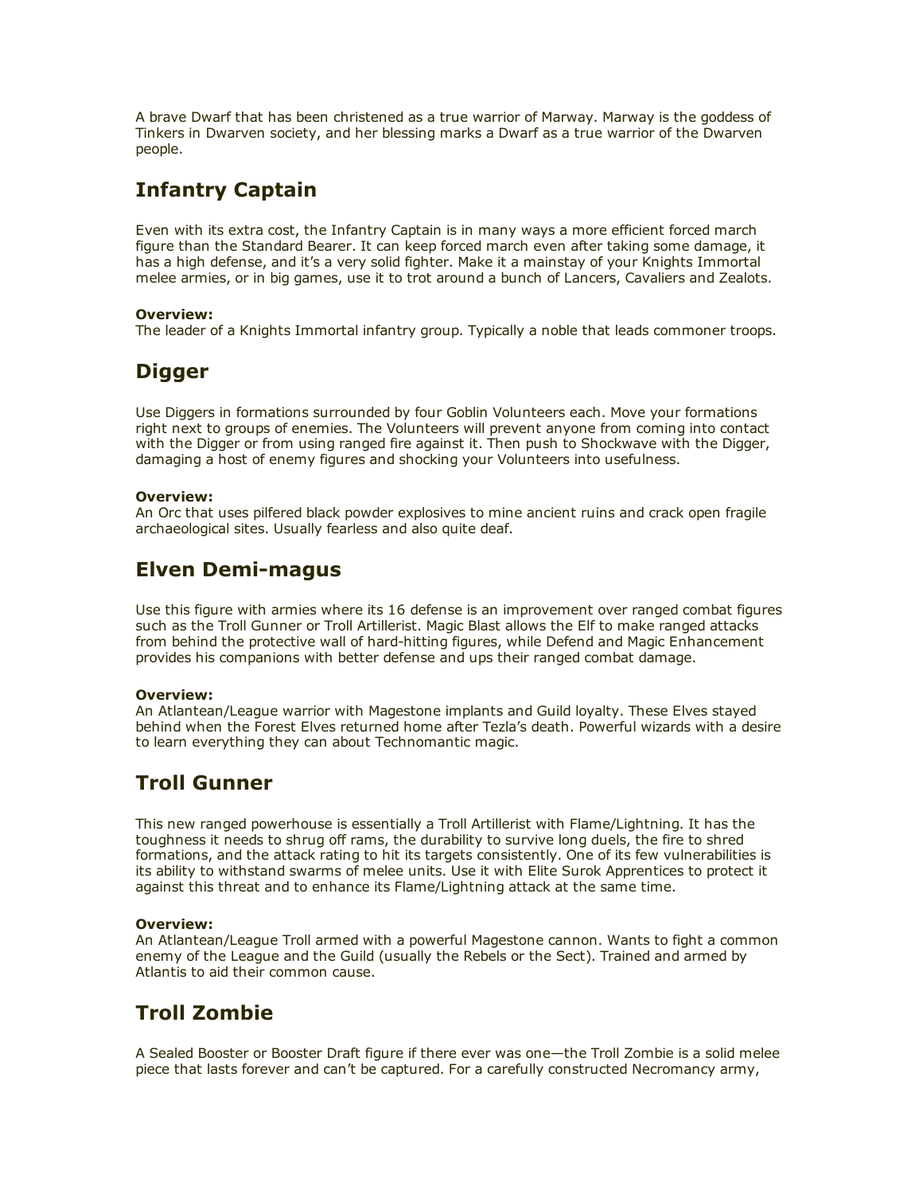A brave Dwarf that has been christened as a true warrior of Marway. Marway is the goddess of Tinkers in Dwarven society, and her blessing marks a Dwarf as a true warrior of the Dwarven people.

## Infantry Captain

Even with its extra cost, the Infantry Captain is in many ways a more efficient forced march figure than the Standard Bearer. It can keep forced march even after taking some damage, it has a high defense, and it's a very solid fighter. Make it a mainstay of your Knights Immortal melee armies, or in big games, use it to trot around a bunch of Lancers, Cavaliers and Zealots.

**Overview:**
The leader of a Knights Immortal infantry group. Typically a noble that leads commoner troops.

## Digger

Use Diggers in formations surrounded by four Goblin Volunteers each. Move your formations right next to groups of enemies. The Volunteers will prevent anyone from coming into contact with the Digger or from using ranged fire against it. Then push to Shockwave with the Digger, damaging a host of enemy figures and shocking your Volunteers into usefulness.

**Overview:**
An Orc that uses pilfered black powder explosives to mine ancient ruins and crack open fragile archaeological sites. Usually fearless and also quite deaf.

## Elven Demi-magus

Use this figure with armies where its 16 defense is an improvement over ranged combat figures such as the Troll Gunner or Troll Artillerist. Magic Blast allows the Elf to make ranged attacks from behind the protective wall of hard-hitting figures, while Defend and Magic Enhancement provides his companions with better defense and ups their ranged combat damage.

**Overview:**
An Atlantean/League warrior with Magestone implants and Guild loyalty. These Elves stayed behind when the Forest Elves returned home after Tezla's death. Powerful wizards with a desire to learn everything they can about Technomantic magic.

## Troll Gunner

This new ranged powerhouse is essentially a Troll Artillerist with Flame/Lightning. It has the toughness it needs to shrug off rams, the durability to survive long duels, the fire to shred formations, and the attack rating to hit its targets consistently. One of its few vulnerabilities is its ability to withstand swarms of melee units. Use it with Elite Surok Apprentices to protect it against this threat and to enhance its Flame/Lightning attack at the same time.

**Overview:**
An Atlantean/League Troll armed with a powerful Magestone cannon. Wants to fight a common enemy of the League and the Guild (usually the Rebels or the Sect). Trained and armed by Atlantis to aid their common cause.

## Troll Zombie

A Sealed Booster or Booster Draft figure if there ever was one—the Troll Zombie is a solid melee piece that lasts forever and can't be captured. For a carefully constructed Necromancy army,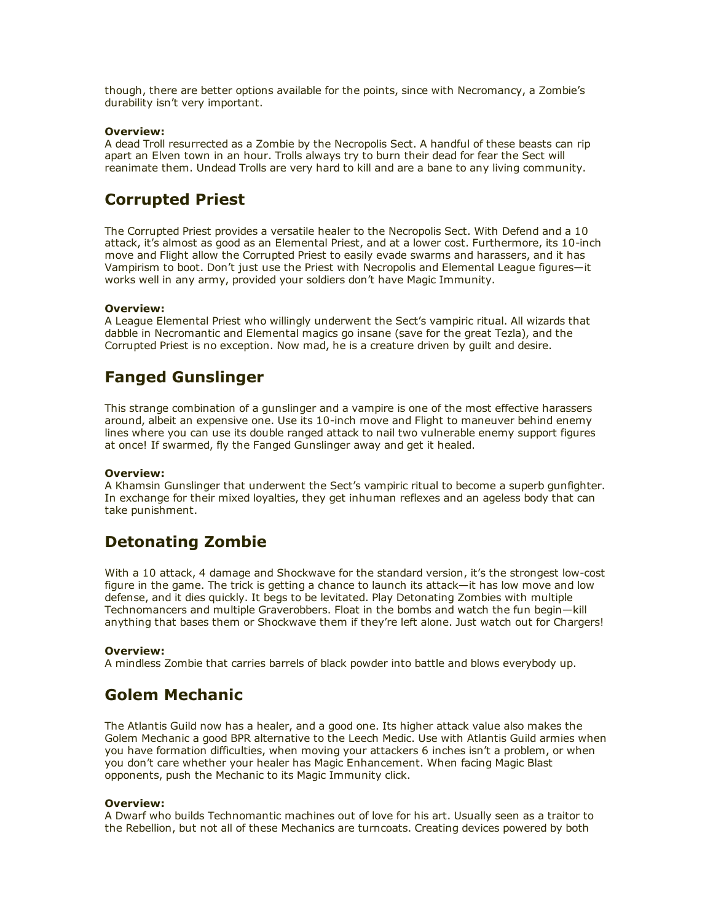though, there are better options available for the points, since with Necromancy, a Zombie's durability isn't very important.

**Overview:**
A dead Troll resurrected as a Zombie by the Necropolis Sect. A handful of these beasts can rip apart an Elven town in an hour. Trolls always try to burn their dead for fear the Sect will reanimate them. Undead Trolls are very hard to kill and are a bane to any living community.

## Corrupted Priest

The Corrupted Priest provides a versatile healer to the Necropolis Sect. With Defend and a 10 attack, it's almost as good as an Elemental Priest, and at a lower cost. Furthermore, its 10-inch move and Flight allow the Corrupted Priest to easily evade swarms and harassers, and it has Vampirism to boot. Don't just use the Priest with Necropolis and Elemental League figures—it works well in any army, provided your soldiers don't have Magic Immunity.

**Overview:**
A League Elemental Priest who willingly underwent the Sect's vampiric ritual. All wizards that dabble in Necromantic and Elemental magics go insane (save for the great Tezla), and the Corrupted Priest is no exception. Now mad, he is a creature driven by guilt and desire.

## Fanged Gunslinger

This strange combination of a gunslinger and a vampire is one of the most effective harassers around, albeit an expensive one. Use its 10-inch move and Flight to maneuver behind enemy lines where you can use its double ranged attack to nail two vulnerable enemy support figures at once! If swarmed, fly the Fanged Gunslinger away and get it healed.

**Overview:**
A Khamsin Gunslinger that underwent the Sect's vampiric ritual to become a superb gunfighter. In exchange for their mixed loyalties, they get inhuman reflexes and an ageless body that can take punishment.

## Detonating Zombie

With a 10 attack, 4 damage and Shockwave for the standard version, it's the strongest low-cost figure in the game. The trick is getting a chance to launch its attack—it has low move and low defense, and it dies quickly. It begs to be levitated. Play Detonating Zombies with multiple Technomancers and multiple Graverobbers. Float in the bombs and watch the fun begin—kill anything that bases them or Shockwave them if they're left alone. Just watch out for Chargers!

**Overview:**
A mindless Zombie that carries barrels of black powder into battle and blows everybody up.

## Golem Mechanic

The Atlantis Guild now has a healer, and a good one. Its higher attack value also makes the Golem Mechanic a good BPR alternative to the Leech Medic. Use with Atlantis Guild armies when you have formation difficulties, when moving your attackers 6 inches isn't a problem, or when you don't care whether your healer has Magic Enhancement. When facing Magic Blast opponents, push the Mechanic to its Magic Immunity click.

**Overview:**
A Dwarf who builds Technomantic machines out of love for his art. Usually seen as a traitor to the Rebellion, but not all of these Mechanics are turncoats. Creating devices powered by both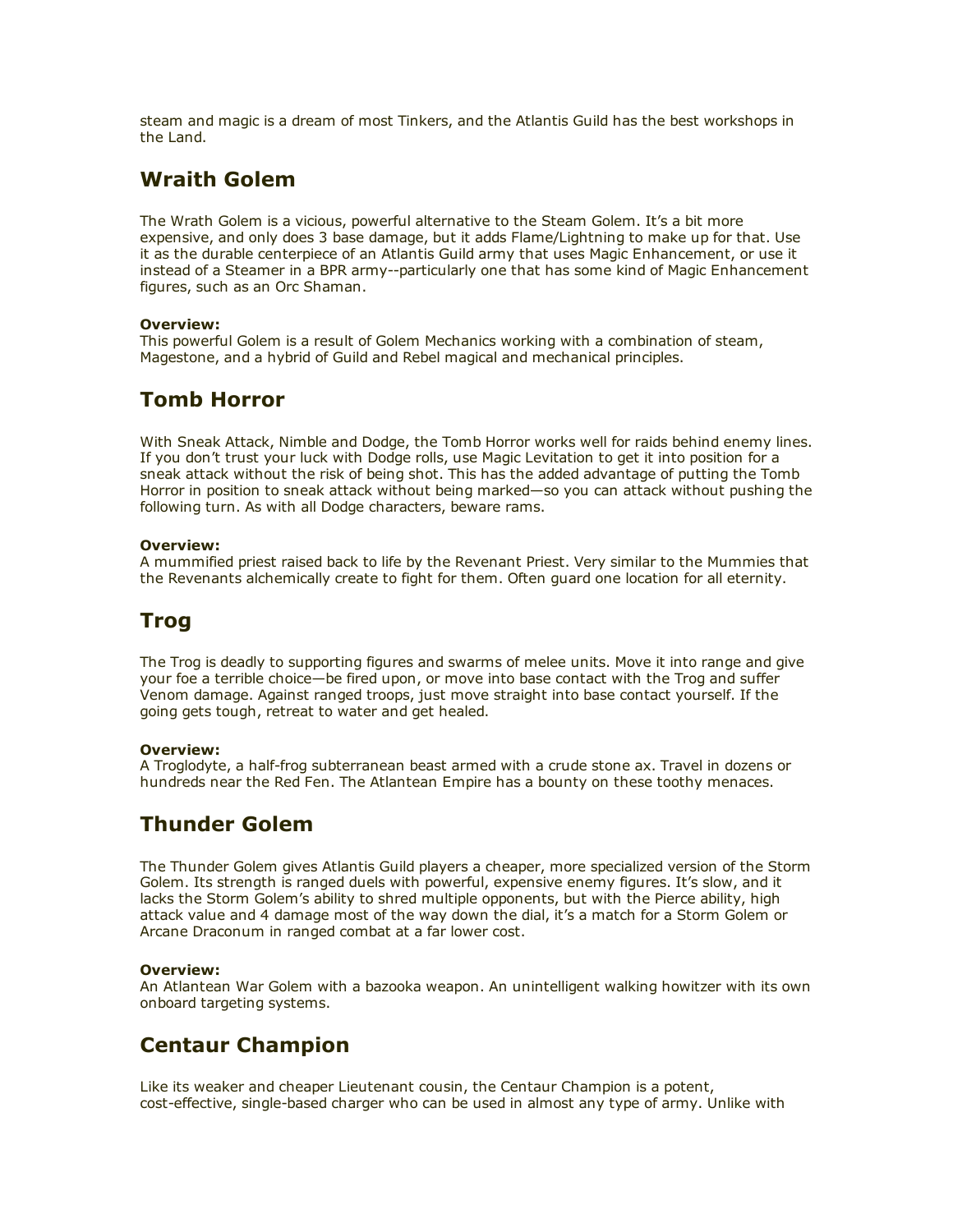steam and magic is a dream of most Tinkers, and the Atlantis Guild has the best workshops in the Land.

## Wraith Golem

The Wrath Golem is a vicious, powerful alternative to the Steam Golem. It's a bit more expensive, and only does 3 base damage, but it adds Flame/Lightning to make up for that. Use it as the durable centerpiece of an Atlantis Guild army that uses Magic Enhancement, or use it instead of a Steamer in a BPR army--particularly one that has some kind of Magic Enhancement figures, such as an Orc Shaman.

**Overview:**
This powerful Golem is a result of Golem Mechanics working with a combination of steam, Magestone, and a hybrid of Guild and Rebel magical and mechanical principles.

## Tomb Horror

With Sneak Attack, Nimble and Dodge, the Tomb Horror works well for raids behind enemy lines. If you don't trust your luck with Dodge rolls, use Magic Levitation to get it into position for a sneak attack without the risk of being shot. This has the added advantage of putting the Tomb Horror in position to sneak attack without being marked—so you can attack without pushing the following turn. As with all Dodge characters, beware rams.

**Overview:**
A mummified priest raised back to life by the Revenant Priest. Very similar to the Mummies that the Revenants alchemically create to fight for them. Often guard one location for all eternity.

## Trog

The Trog is deadly to supporting figures and swarms of melee units. Move it into range and give your foe a terrible choice—be fired upon, or move into base contact with the Trog and suffer Venom damage. Against ranged troops, just move straight into base contact yourself. If the going gets tough, retreat to water and get healed.

**Overview:**
A Troglodyte, a half-frog subterranean beast armed with a crude stone ax. Travel in dozens or hundreds near the Red Fen. The Atlantean Empire has a bounty on these toothy menaces.

## Thunder Golem

The Thunder Golem gives Atlantis Guild players a cheaper, more specialized version of the Storm Golem. Its strength is ranged duels with powerful, expensive enemy figures. It's slow, and it lacks the Storm Golem's ability to shred multiple opponents, but with the Pierce ability, high attack value and 4 damage most of the way down the dial, it's a match for a Storm Golem or Arcane Draconum in ranged combat at a far lower cost.

**Overview:**
An Atlantean War Golem with a bazooka weapon. An unintelligent walking howitzer with its own onboard targeting systems.

## Centaur Champion

Like its weaker and cheaper Lieutenant cousin, the Centaur Champion is a potent, cost-effective, single-based charger who can be used in almost any type of army. Unlike with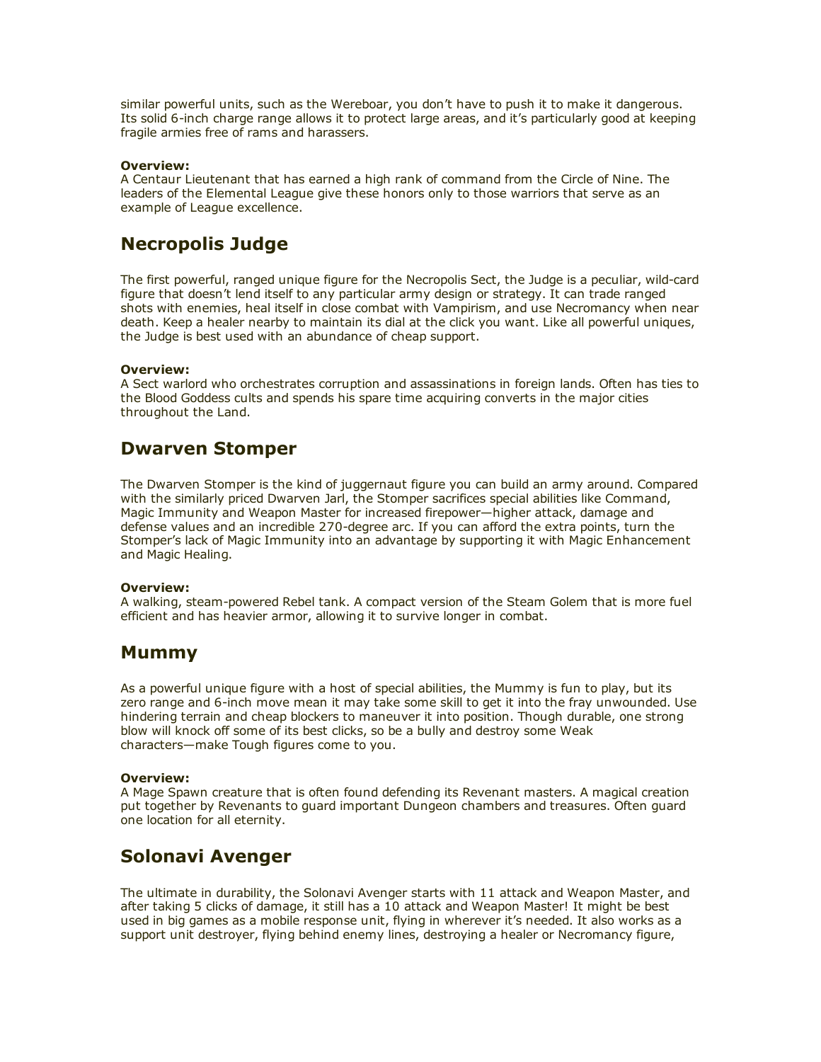similar powerful units, such as the Wereboar, you don’t have to push it to make it dangerous. Its solid 6-inch charge range allows it to protect large areas, and it’s particularly good at keeping fragile armies free of rams and harassers.

**Overview:**
A Centaur Lieutenant that has earned a high rank of command from the Circle of Nine. The leaders of the Elemental League give these honors only to those warriors that serve as an example of League excellence.

## Necropolis Judge

The first powerful, ranged unique figure for the Necropolis Sect, the Judge is a peculiar, wild-card figure that doesn’t lend itself to any particular army design or strategy. It can trade ranged shots with enemies, heal itself in close combat with Vampirism, and use Necromancy when near death. Keep a healer nearby to maintain its dial at the click you want. Like all powerful uniques, the Judge is best used with an abundance of cheap support.

**Overview:**
A Sect warlord who orchestrates corruption and assassinations in foreign lands. Often has ties to the Blood Goddess cults and spends his spare time acquiring converts in the major cities throughout the Land.

## Dwarven Stomper

The Dwarven Stomper is the kind of juggernaut figure you can build an army around. Compared with the similarly priced Dwarven Jarl, the Stomper sacrifices special abilities like Command, Magic Immunity and Weapon Master for increased firepower—higher attack, damage and defense values and an incredible 270-degree arc. If you can afford the extra points, turn the Stomper’s lack of Magic Immunity into an advantage by supporting it with Magic Enhancement and Magic Healing.

**Overview:**
A walking, steam-powered Rebel tank. A compact version of the Steam Golem that is more fuel efficient and has heavier armor, allowing it to survive longer in combat.

## Mummy

As a powerful unique figure with a host of special abilities, the Mummy is fun to play, but its zero range and 6-inch move mean it may take some skill to get it into the fray unwounded. Use hindering terrain and cheap blockers to maneuver it into position. Though durable, one strong blow will knock off some of its best clicks, so be a bully and destroy some Weak characters—make Tough figures come to you.

**Overview:**
A Mage Spawn creature that is often found defending its Revenant masters. A magical creation put together by Revenants to guard important Dungeon chambers and treasures. Often guard one location for all eternity.

## Solonavi Avenger

The ultimate in durability, the Solonavi Avenger starts with 11 attack and Weapon Master, and after taking 5 clicks of damage, it still has a 10 attack and Weapon Master! It might be best used in big games as a mobile response unit, flying in wherever it’s needed. It also works as a support unit destroyer, flying behind enemy lines, destroying a healer or Necromancy figure,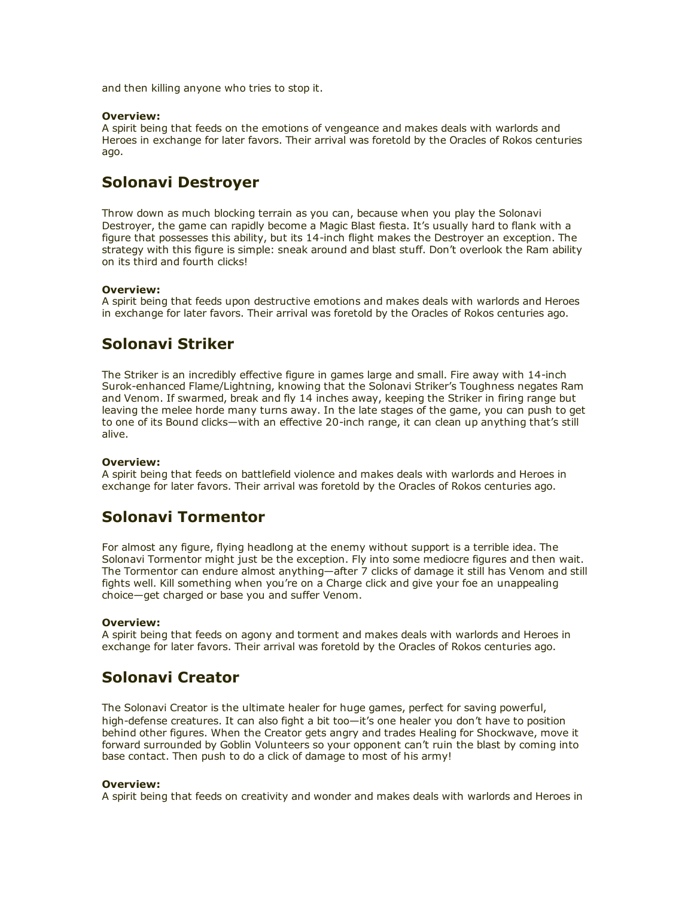and then killing anyone who tries to stop it.

**Overview:**
A spirit being that feeds on the emotions of vengeance and makes deals with warlords and Heroes in exchange for later favors. Their arrival was foretold by the Oracles of Rokos centuries ago.

## Solonavi Destroyer

Throw down as much blocking terrain as you can, because when you play the Solonavi Destroyer, the game can rapidly become a Magic Blast fiesta. It's usually hard to flank with a figure that possesses this ability, but its 14-inch flight makes the Destroyer an exception. The strategy with this figure is simple: sneak around and blast stuff. Don't overlook the Ram ability on its third and fourth clicks!

**Overview:**
A spirit being that feeds upon destructive emotions and makes deals with warlords and Heroes in exchange for later favors. Their arrival was foretold by the Oracles of Rokos centuries ago.

## Solonavi Striker

The Striker is an incredibly effective figure in games large and small. Fire away with 14-inch Surok-enhanced Flame/Lightning, knowing that the Solonavi Striker's Toughness negates Ram and Venom. If swarmed, break and fly 14 inches away, keeping the Striker in firing range but leaving the melee horde many turns away. In the late stages of the game, you can push to get to one of its Bound clicks—with an effective 20-inch range, it can clean up anything that's still alive.

**Overview:**
A spirit being that feeds on battlefield violence and makes deals with warlords and Heroes in exchange for later favors. Their arrival was foretold by the Oracles of Rokos centuries ago.

## Solonavi Tormentor

For almost any figure, flying headlong at the enemy without support is a terrible idea. The Solonavi Tormentor might just be the exception. Fly into some mediocre figures and then wait. The Tormentor can endure almost anything—after 7 clicks of damage it still has Venom and still fights well. Kill something when you're on a Charge click and give your foe an unappealing choice—get charged or base you and suffer Venom.

**Overview:**
A spirit being that feeds on agony and torment and makes deals with warlords and Heroes in exchange for later favors. Their arrival was foretold by the Oracles of Rokos centuries ago.

## Solonavi Creator

The Solonavi Creator is the ultimate healer for huge games, perfect for saving powerful, high-defense creatures. It can also fight a bit too—it's one healer you don't have to position behind other figures. When the Creator gets angry and trades Healing for Shockwave, move it forward surrounded by Goblin Volunteers so your opponent can't ruin the blast by coming into base contact. Then push to do a click of damage to most of his army!

**Overview:**
A spirit being that feeds on creativity and wonder and makes deals with warlords and Heroes in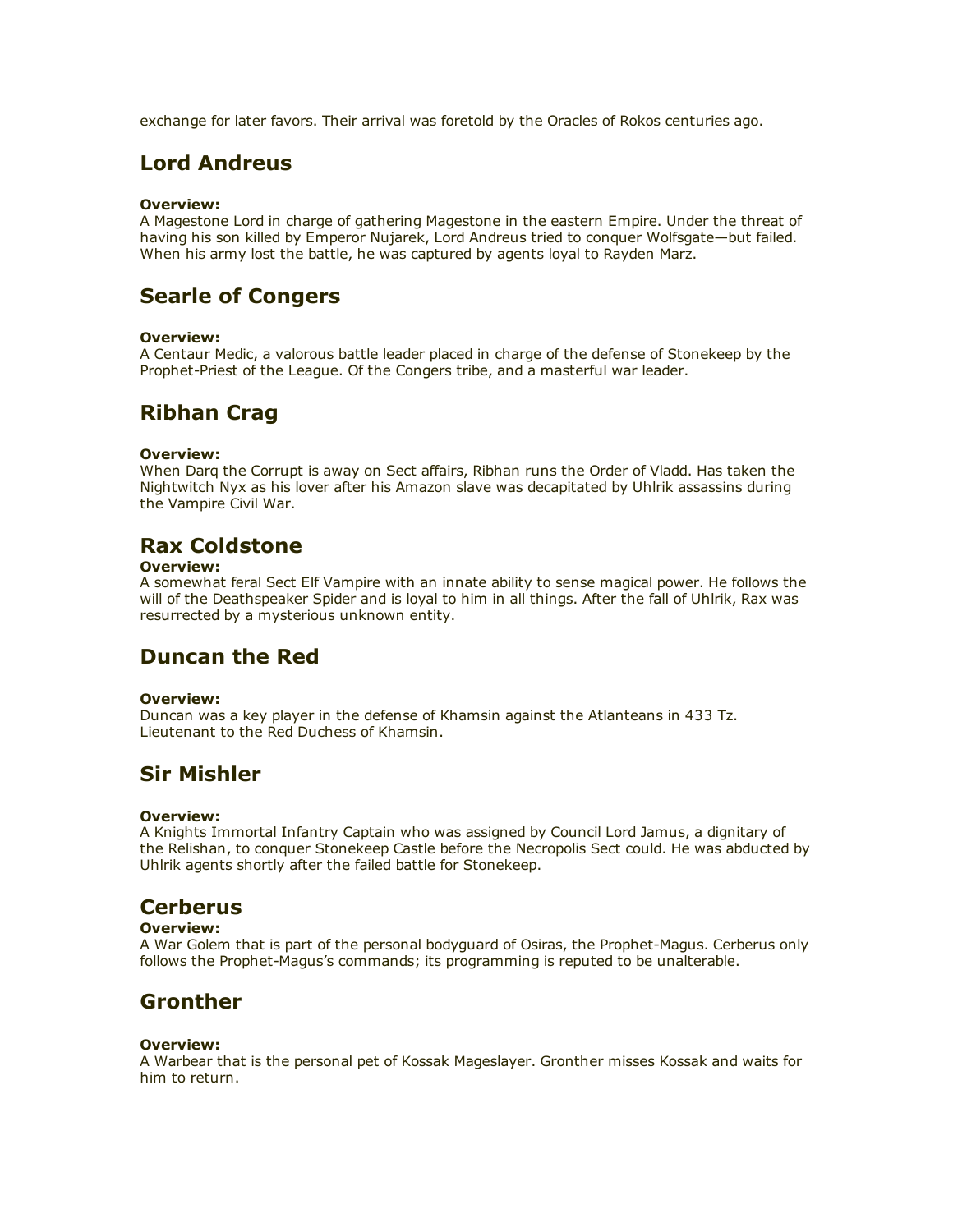exchange for later favors. Their arrival was foretold by the Oracles of Rokos centuries ago.

## Lord Andreus

**Overview:**
A Magestone Lord in charge of gathering Magestone in the eastern Empire. Under the threat of having his son killed by Emperor Nujarek, Lord Andreus tried to conquer Wolfsgate—but failed. When his army lost the battle, he was captured by agents loyal to Rayden Marz.

## Searle of Congers

**Overview:**
A Centaur Medic, a valorous battle leader placed in charge of the defense of Stonekeep by the Prophet-Priest of the League. Of the Congers tribe, and a masterful war leader.

## Ribhan Crag

**Overview:**
When Darq the Corrupt is away on Sect affairs, Ribhan runs the Order of Vladd. Has taken the Nightwitch Nyx as his lover after his Amazon slave was decapitated by Uhlrik assassins during the Vampire Civil War.

## Rax Coldstone

**Overview:**
A somewhat feral Sect Elf Vampire with an innate ability to sense magical power. He follows the will of the Deathspeaker Spider and is loyal to him in all things. After the fall of Uhlrik, Rax was resurrected by a mysterious unknown entity.

## Duncan the Red

**Overview:**
Duncan was a key player in the defense of Khamsin against the Atlanteans in 433 Tz. Lieutenant to the Red Duchess of Khamsin.

## Sir Mishler

**Overview:**
A Knights Immortal Infantry Captain who was assigned by Council Lord Jamus, a dignitary of the Relishan, to conquer Stonekeep Castle before the Necropolis Sect could. He was abducted by Uhlrik agents shortly after the failed battle for Stonekeep.

## Cerberus

**Overview:**
A War Golem that is part of the personal bodyguard of Osiras, the Prophet-Magus. Cerberus only follows the Prophet-Magus's commands; its programming is reputed to be unalterable.

## Gronther

**Overview:**
A Warbear that is the personal pet of Kossak Mageslayer. Gronther misses Kossak and waits for him to return.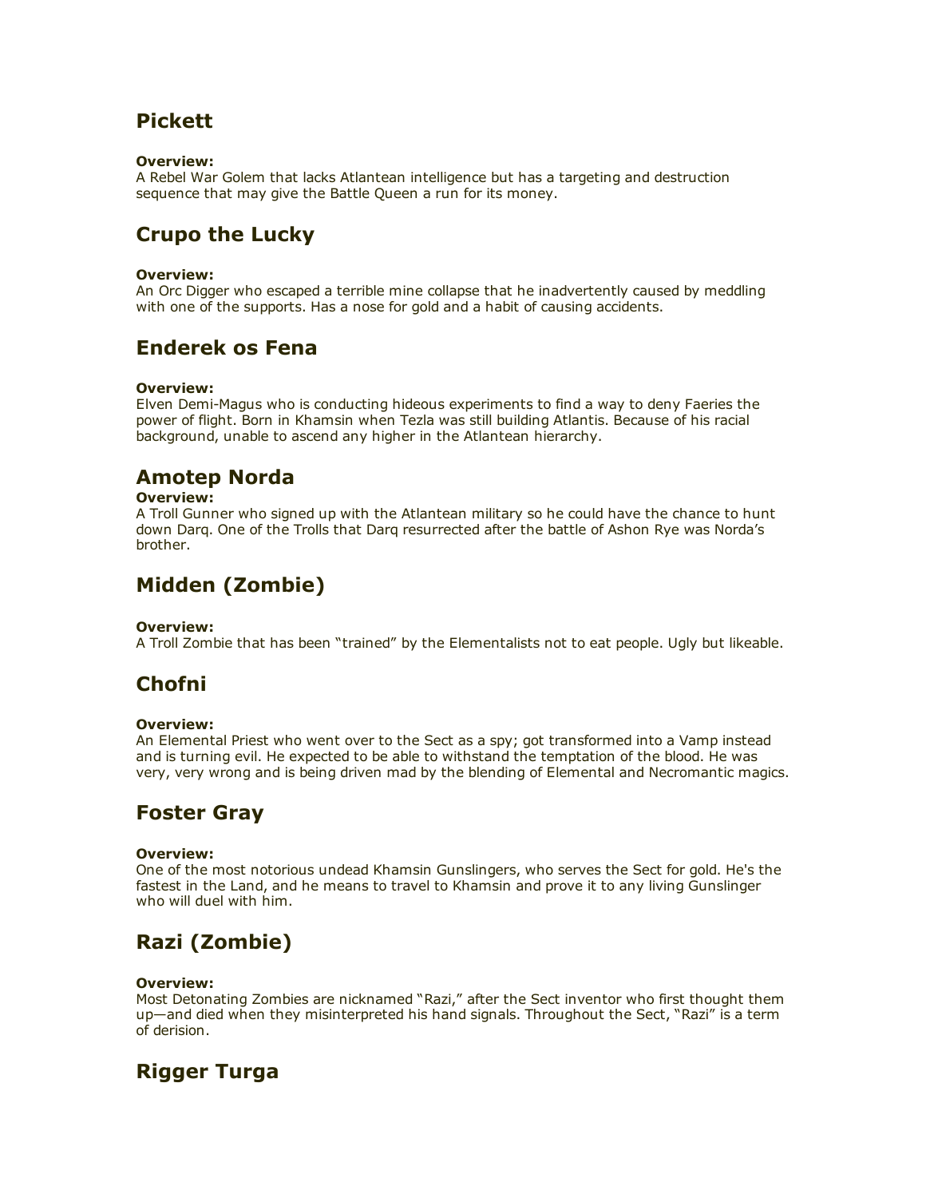## Pickett

**Overview:**
A Rebel War Golem that lacks Atlantean intelligence but has a targeting and destruction sequence that may give the Battle Queen a run for its money.

## Crupo the Lucky

**Overview:**
An Orc Digger who escaped a terrible mine collapse that he inadvertently caused by meddling with one of the supports. Has a nose for gold and a habit of causing accidents.

## Enderek os Fena

**Overview:**
Elven Demi-Magus who is conducting hideous experiments to find a way to deny Faeries the power of flight. Born in Khamsin when Tezla was still building Atlantis. Because of his racial background, unable to ascend any higher in the Atlantean hierarchy.

## Amotep Norda

**Overview:**
A Troll Gunner who signed up with the Atlantean military so he could have the chance to hunt down Darq. One of the Trolls that Darq resurrected after the battle of Ashon Rye was Norda's brother.

## Midden (Zombie)

**Overview:**
A Troll Zombie that has been "trained" by the Elementalists not to eat people. Ugly but likeable.

## Chofni

**Overview:**
An Elemental Priest who went over to the Sect as a spy; got transformed into a Vamp instead and is turning evil. He expected to be able to withstand the temptation of the blood. He was very, very wrong and is being driven mad by the blending of Elemental and Necromantic magics.

## Foster Gray

**Overview:**
One of the most notorious undead Khamsin Gunslingers, who serves the Sect for gold. He's the fastest in the Land, and he means to travel to Khamsin and prove it to any living Gunslinger who will duel with him.

## Razi (Zombie)

**Overview:**
Most Detonating Zombies are nicknamed "Razi," after the Sect inventor who first thought them up—and died when they misinterpreted his hand signals. Throughout the Sect, "Razi" is a term of derision.

## Rigger Turga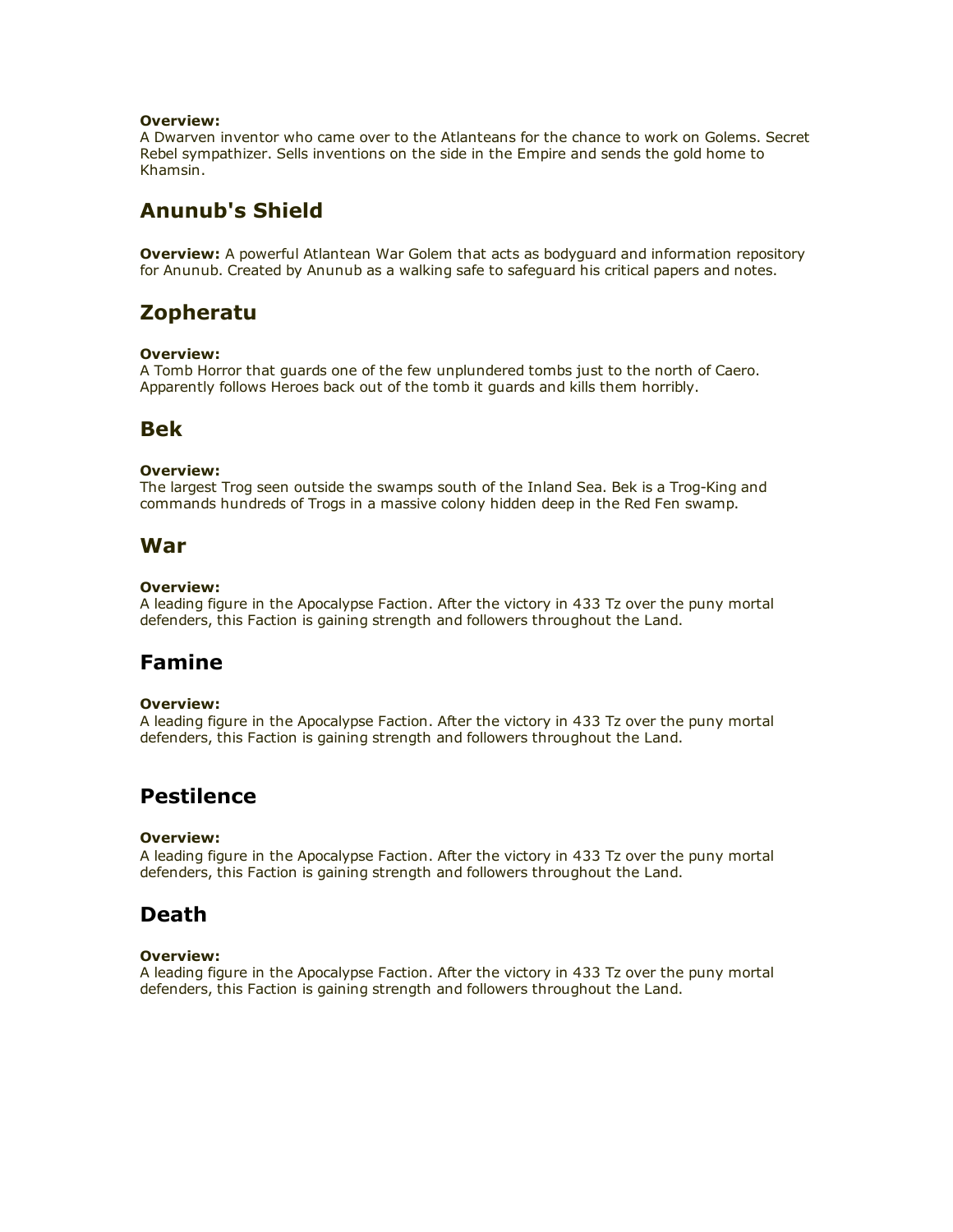**Overview:**
A Dwarven inventor who came over to the Atlanteans for the chance to work on Golems. Secret Rebel sympathizer. Sells inventions on the side in the Empire and sends the gold home to Khamsin.

## Anunub's Shield

**Overview:** A powerful Atlantean War Golem that acts as bodyguard and information repository for Anunub. Created by Anunub as a walking safe to safeguard his critical papers and notes.

## Zopheratu

**Overview:**
A Tomb Horror that guards one of the few unplundered tombs just to the north of Caero. Apparently follows Heroes back out of the tomb it guards and kills them horribly.

## Bek

**Overview:**
The largest Trog seen outside the swamps south of the Inland Sea. Bek is a Trog-King and commands hundreds of Trogs in a massive colony hidden deep in the Red Fen swamp.

## War

**Overview:**
A leading figure in the Apocalypse Faction. After the victory in 433 Tz over the puny mortal defenders, this Faction is gaining strength and followers throughout the Land.

## Famine

**Overview:**
A leading figure in the Apocalypse Faction. After the victory in 433 Tz over the puny mortal defenders, this Faction is gaining strength and followers throughout the Land.

## Pestilence

**Overview:**
A leading figure in the Apocalypse Faction. After the victory in 433 Tz over the puny mortal defenders, this Faction is gaining strength and followers throughout the Land.

## Death

**Overview:**
A leading figure in the Apocalypse Faction. After the victory in 433 Tz over the puny mortal defenders, this Faction is gaining strength and followers throughout the Land.